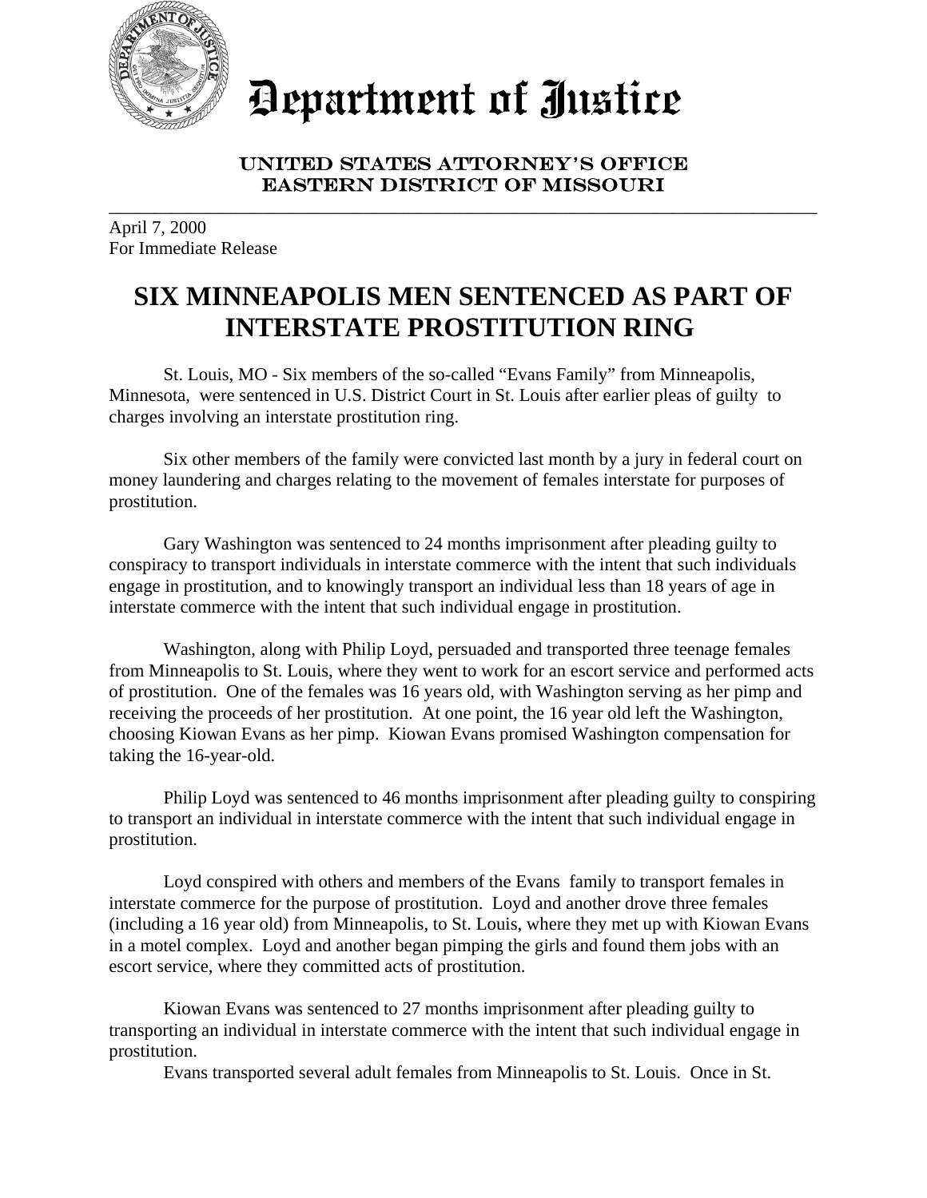# Department of Justice

UNITED STATES ATTORNEY'S OFFICE
EASTERN DISTRICT OF MISSOURI

April 7, 2000
For Immediate Release

## SIX MINNEAPOLIS MEN SENTENCED AS PART OF INTERSTATE PROSTITUTION RING

St. Louis, MO - Six members of the so-called "Evans Family" from Minneapolis, Minnesota, were sentenced in U.S. District Court in St. Louis after earlier pleas of guilty to charges involving an interstate prostitution ring.

Six other members of the family were convicted last month by a jury in federal court on money laundering and charges relating to the movement of females interstate for purposes of prostitution.

Gary Washington was sentenced to 24 months imprisonment after pleading guilty to conspiracy to transport individuals in interstate commerce with the intent that such individuals engage in prostitution, and to knowingly transport an individual less than 18 years of age in interstate commerce with the intent that such individual engage in prostitution.

Washington, along with Philip Loyd, persuaded and transported three teenage females from Minneapolis to St. Louis, where they went to work for an escort service and performed acts of prostitution. One of the females was 16 years old, with Washington serving as her pimp and receiving the proceeds of her prostitution. At one point, the 16 year old left the Washington, choosing Kiowan Evans as her pimp. Kiowan Evans promised Washington compensation for taking the 16-year-old.

Philip Loyd was sentenced to 46 months imprisonment after pleading guilty to conspiring to transport an individual in interstate commerce with the intent that such individual engage in prostitution.

Loyd conspired with others and members of the Evans family to transport females in interstate commerce for the purpose of prostitution. Loyd and another drove three females (including a 16 year old) from Minneapolis, to St. Louis, where they met up with Kiowan Evans in a motel complex. Loyd and another began pimping the girls and found them jobs with an escort service, where they committed acts of prostitution.

Kiowan Evans was sentenced to 27 months imprisonment after pleading guilty to transporting an individual in interstate commerce with the intent that such individual engage in prostitution.

Evans transported several adult females from Minneapolis to St. Louis. Once in St.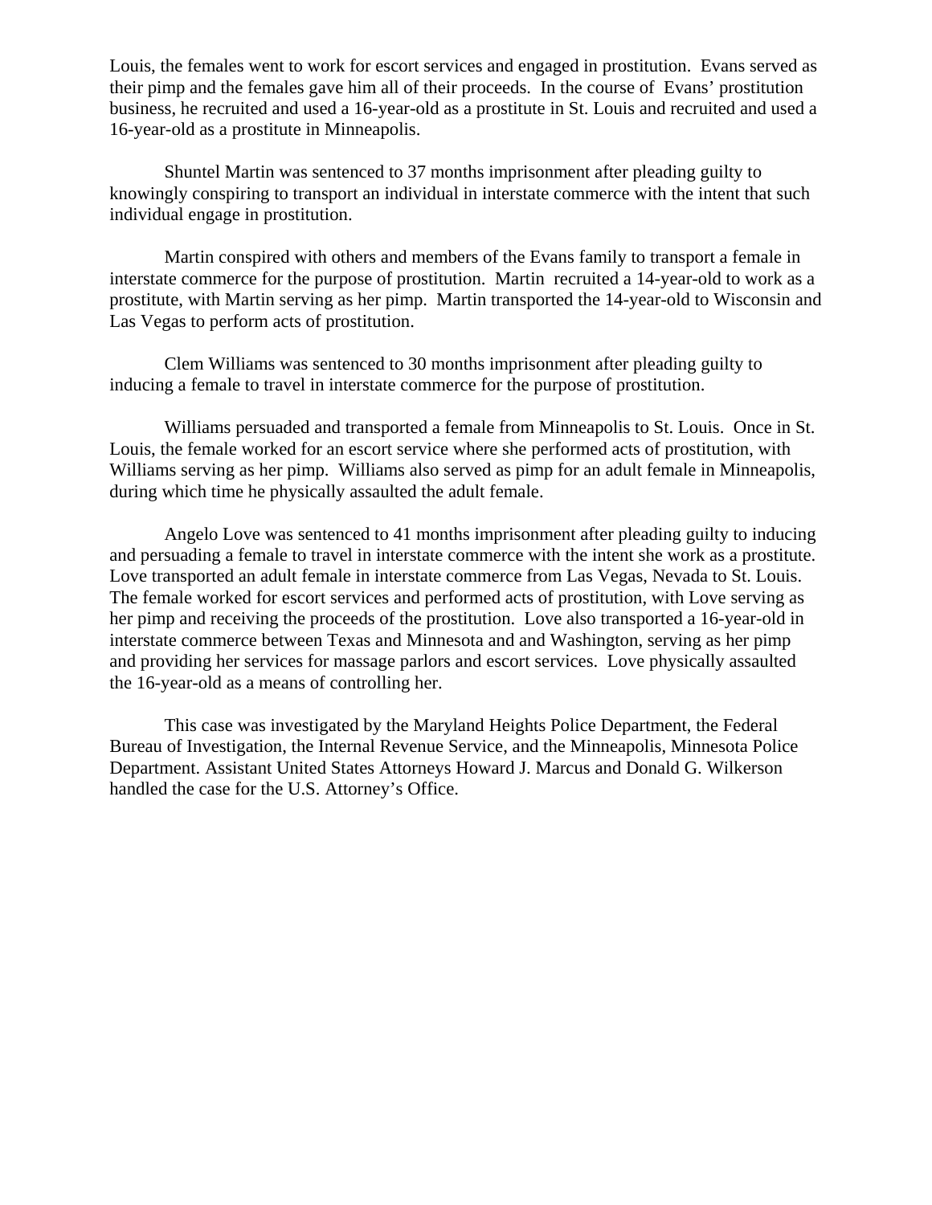Louis, the females went to work for escort services and engaged in prostitution. Evans served as their pimp and the females gave him all of their proceeds. In the course of Evans' prostitution business, he recruited and used a 16-year-old as a prostitute in St. Louis and recruited and used a 16-year-old as a prostitute in Minneapolis.

Shuntel Martin was sentenced to 37 months imprisonment after pleading guilty to knowingly conspiring to transport an individual in interstate commerce with the intent that such individual engage in prostitution.

Martin conspired with others and members of the Evans family to transport a female in interstate commerce for the purpose of prostitution. Martin recruited a 14-year-old to work as a prostitute, with Martin serving as her pimp. Martin transported the 14-year-old to Wisconsin and Las Vegas to perform acts of prostitution.

Clem Williams was sentenced to 30 months imprisonment after pleading guilty to inducing a female to travel in interstate commerce for the purpose of prostitution.

Williams persuaded and transported a female from Minneapolis to St. Louis. Once in St. Louis, the female worked for an escort service where she performed acts of prostitution, with Williams serving as her pimp. Williams also served as pimp for an adult female in Minneapolis, during which time he physically assaulted the adult female.

Angelo Love was sentenced to 41 months imprisonment after pleading guilty to inducing and persuading a female to travel in interstate commerce with the intent she work as a prostitute. Love transported an adult female in interstate commerce from Las Vegas, Nevada to St. Louis. The female worked for escort services and performed acts of prostitution, with Love serving as her pimp and receiving the proceeds of the prostitution. Love also transported a 16-year-old in interstate commerce between Texas and Minnesota and and Washington, serving as her pimp and providing her services for massage parlors and escort services. Love physically assaulted the 16-year-old as a means of controlling her.

This case was investigated by the Maryland Heights Police Department, the Federal Bureau of Investigation, the Internal Revenue Service, and the Minneapolis, Minnesota Police Department. Assistant United States Attorneys Howard J. Marcus and Donald G. Wilkerson handled the case for the U.S. Attorney's Office.